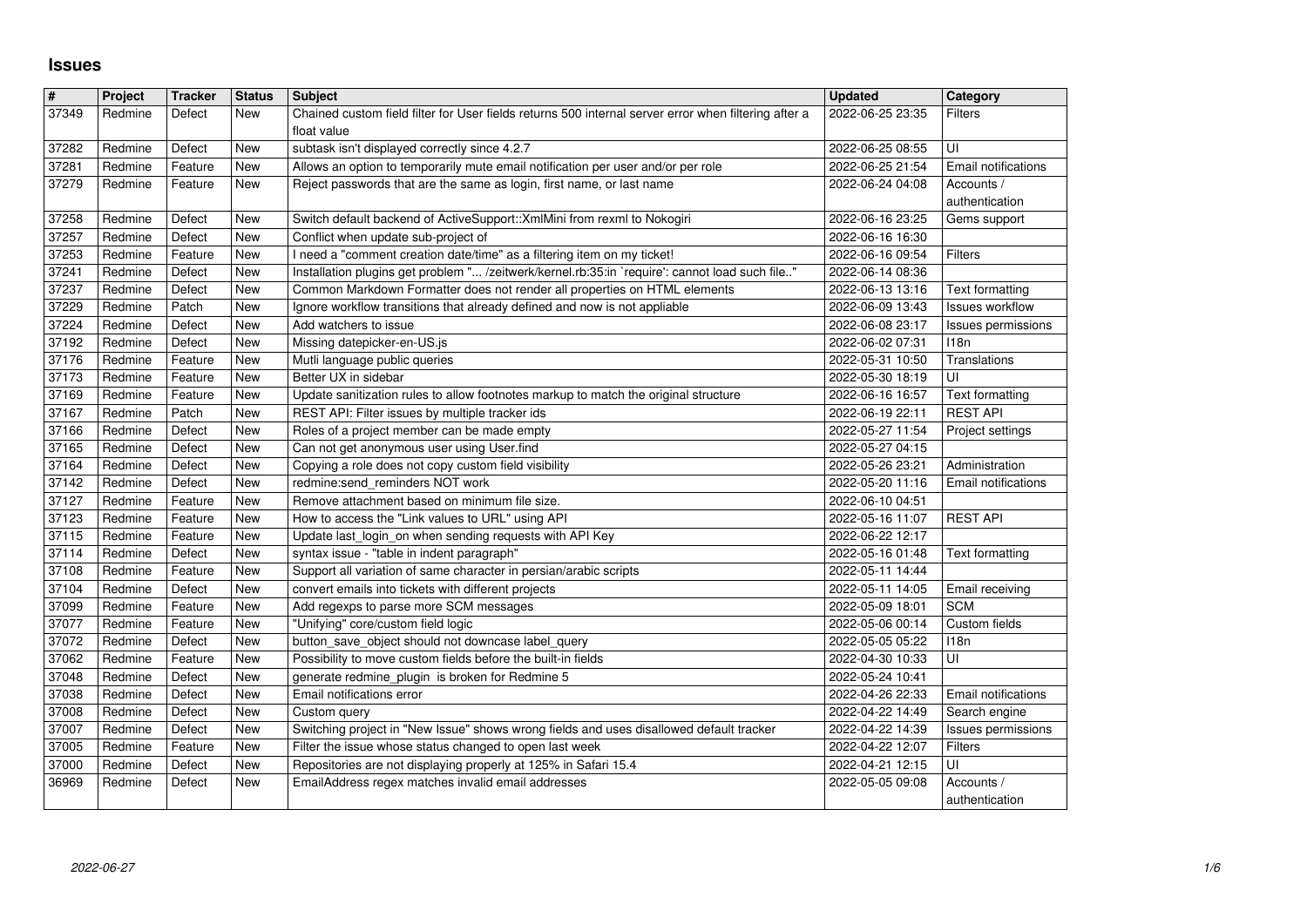# Issues

| # | Project | Tracker | Status | Subject | Updated | Category |
|---|---|---|---|---|---|---|
| 37349 | Redmine | Defect | New | Chained custom field filter for User fields returns 500 internal server error when filtering after a float value | 2022-06-25 23:35 | Filters |
| 37282 | Redmine | Defect | New | subtask isn't displayed correctly since 4.2.7 | 2022-06-25 08:55 | UI |
| 37281 | Redmine | Feature | New | Allows an option to temporarily mute email notification per user and/or per role | 2022-06-25 21:54 | Email notifications |
| 37279 | Redmine | Feature | New | Reject passwords that are the same as login, first name, or last name | 2022-06-24 04:08 | Accounts / authentication |
| 37258 | Redmine | Defect | New | Switch default backend of ActiveSupport::XmlMini from rexml to Nokogiri | 2022-06-16 23:25 | Gems support |
| 37257 | Redmine | Defect | New | Conflict when update sub-project of | 2022-06-16 16:30 | |
| 37253 | Redmine | Feature | New | I need a "comment creation date/time" as a filtering item on my ticket! | 2022-06-16 09:54 | Filters |
| 37241 | Redmine | Defect | New | Installation plugins get problem "... /zeitwerk/kernel.rb:35:in `require': cannot load such file.." | 2022-06-14 08:36 | |
| 37237 | Redmine | Defect | New | Common Markdown Formatter does not render all properties on HTML elements | 2022-06-13 13:16 | Text formatting |
| 37229 | Redmine | Patch | New | Ignore workflow transitions that already defined and now is not appliable | 2022-06-09 13:43 | Issues workflow |
| 37224 | Redmine | Defect | New | Add watchers to issue | 2022-06-08 23:17 | Issues permissions |
| 37192 | Redmine | Defect | New | Missing datepicker-en-US.js | 2022-06-02 07:31 | I18n |
| 37176 | Redmine | Feature | New | Mutli language public queries | 2022-05-31 10:50 | Translations |
| 37173 | Redmine | Feature | New | Better UX in sidebar | 2022-05-30 18:19 | UI |
| 37169 | Redmine | Feature | New | Update sanitization rules to allow footnotes markup to match the original structure | 2022-06-16 16:57 | Text formatting |
| 37167 | Redmine | Patch | New | REST API: Filter issues by multiple tracker ids | 2022-06-19 22:11 | REST API |
| 37166 | Redmine | Defect | New | Roles of a project member can be made empty | 2022-05-27 11:54 | Project settings |
| 37165 | Redmine | Defect | New | Can not get anonymous user using User.find | 2022-05-27 04:15 | |
| 37164 | Redmine | Defect | New | Copying a role does not copy custom field visibility | 2022-05-26 23:21 | Administration |
| 37142 | Redmine | Defect | New | redmine:send_reminders NOT work | 2022-05-20 11:16 | Email notifications |
| 37127 | Redmine | Feature | New | Remove attachment based on minimum file size. | 2022-06-10 04:51 | |
| 37123 | Redmine | Feature | New | How to access the "Link values to URL" using API | 2022-05-16 11:07 | REST API |
| 37115 | Redmine | Feature | New | Update last_login_on when sending requests with API Key | 2022-06-22 12:17 | |
| 37114 | Redmine | Defect | New | syntax issue - "table in indent paragraph" | 2022-05-16 01:48 | Text formatting |
| 37108 | Redmine | Feature | New | Support all variation of same character in persian/arabic scripts | 2022-05-11 14:44 | |
| 37104 | Redmine | Defect | New | convert emails into tickets with different projects | 2022-05-11 14:05 | Email receiving |
| 37099 | Redmine | Feature | New | Add regexps to parse more SCM messages | 2022-05-09 18:01 | SCM |
| 37077 | Redmine | Feature | New | "Unifying" core/custom field logic | 2022-05-06 00:14 | Custom fields |
| 37072 | Redmine | Defect | New | button_save_object should not downcase label_query | 2022-05-05 05:22 | I18n |
| 37062 | Redmine | Feature | New | Possibility to move custom fields before the built-in fields | 2022-04-30 10:33 | UI |
| 37048 | Redmine | Defect | New | generate redmine_plugin is broken for Redmine 5 | 2022-05-24 10:41 | |
| 37038 | Redmine | Defect | New | Email notifications error | 2022-04-26 22:33 | Email notifications |
| 37008 | Redmine | Defect | New | Custom query | 2022-04-22 14:49 | Search engine |
| 37007 | Redmine | Defect | New | Switching project in "New Issue" shows wrong fields and uses disallowed default tracker | 2022-04-22 14:39 | Issues permissions |
| 37005 | Redmine | Feature | New | Filter the issue whose status changed to open last week | 2022-04-22 12:07 | Filters |
| 37000 | Redmine | Defect | New | Repositories are not displaying properly at 125% in Safari 15.4 | 2022-04-21 12:15 | UI |
| 36969 | Redmine | Defect | New | EmailAddress regex matches invalid email addresses | 2022-05-05 09:08 | Accounts / authentication |

2022-06-27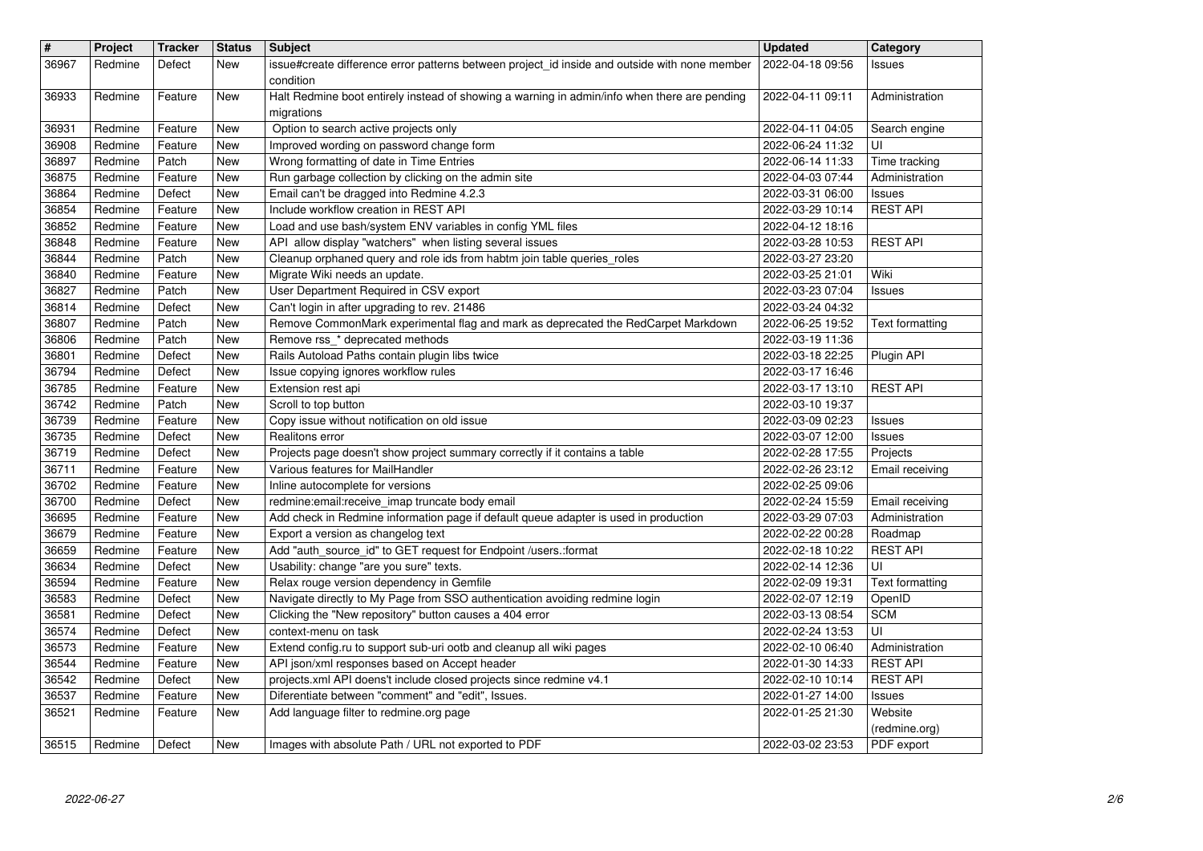| # | Project | Tracker | Status | Subject | Updated | Category |
|---|---|---|---|---|---|---|
| 36967 | Redmine | Defect | New | issue#create difference error patterns between project_id inside and outside with none member condition | 2022-04-18 09:56 | Issues |
| 36933 | Redmine | Feature | New | Halt Redmine boot entirely instead of showing a warning in admin/info when there are pending migrations | 2022-04-11 09:11 | Administration |
| 36931 | Redmine | Feature | New | Option to search active projects only | 2022-04-11 04:05 | Search engine |
| 36908 | Redmine | Feature | New | Improved wording on password change form | 2022-06-24 11:32 | UI |
| 36897 | Redmine | Patch | New | Wrong formatting of date in Time Entries | 2022-06-14 11:33 | Time tracking |
| 36875 | Redmine | Feature | New | Run garbage collection by clicking on the admin site | 2022-04-03 07:44 | Administration |
| 36864 | Redmine | Defect | New | Email can't be dragged into Redmine 4.2.3 | 2022-03-31 06:00 | Issues |
| 36854 | Redmine | Feature | New | Include workflow creation in REST API | 2022-03-29 10:14 | REST API |
| 36852 | Redmine | Feature | New | Load and use bash/system ENV variables in config YML files | 2022-04-12 18:16 | |
| 36848 | Redmine | Feature | New | API allow display "watchers" when listing several issues | 2022-03-28 10:53 | REST API |
| 36844 | Redmine | Patch | New | Cleanup orphaned query and role ids from habtm join table queries_roles | 2022-03-27 23:20 | |
| 36840 | Redmine | Feature | New | Migrate Wiki needs an update. | 2022-03-25 21:01 | Wiki |
| 36827 | Redmine | Patch | New | User Department Required in CSV export | 2022-03-23 07:04 | Issues |
| 36814 | Redmine | Defect | New | Can't login in after upgrading to rev. 21486 | 2022-03-24 04:32 | |
| 36807 | Redmine | Patch | New | Remove CommonMark experimental flag and mark as deprecated the RedCarpet Markdown | 2022-06-25 19:52 | Text formatting |
| 36806 | Redmine | Patch | New | Remove rss_* deprecated methods | 2022-03-19 11:36 | |
| 36801 | Redmine | Defect | New | Rails Autoload Paths contain plugin libs twice | 2022-03-18 22:25 | Plugin API |
| 36794 | Redmine | Defect | New | Issue copying ignores workflow rules | 2022-03-17 16:46 | |
| 36785 | Redmine | Feature | New | Extension rest api | 2022-03-17 13:10 | REST API |
| 36742 | Redmine | Patch | New | Scroll to top button | 2022-03-10 19:37 | |
| 36739 | Redmine | Feature | New | Copy issue without notification on old issue | 2022-03-09 02:23 | Issues |
| 36735 | Redmine | Defect | New | Realitons error | 2022-03-07 12:00 | Issues |
| 36719 | Redmine | Defect | New | Projects page doesn't show project summary correctly if it contains a table | 2022-02-28 17:55 | Projects |
| 36711 | Redmine | Feature | New | Various features for MailHandler | 2022-02-26 23:12 | Email receiving |
| 36702 | Redmine | Feature | New | Inline autocomplete for versions | 2022-02-25 09:06 | |
| 36700 | Redmine | Defect | New | redmine:email:receive_imap truncate body email | 2022-02-24 15:59 | Email receiving |
| 36695 | Redmine | Feature | New | Add check in Redmine information page if default queue adapter is used in production | 2022-03-29 07:03 | Administration |
| 36679 | Redmine | Feature | New | Export a version as changelog text | 2022-02-22 00:28 | Roadmap |
| 36659 | Redmine | Feature | New | Add "auth_source_id" to GET request for Endpoint /users.:format | 2022-02-18 10:22 | REST API |
| 36634 | Redmine | Defect | New | Usability: change "are you sure" texts. | 2022-02-14 12:36 | UI |
| 36594 | Redmine | Feature | New | Relax rouge version dependency in Gemfile | 2022-02-09 19:31 | Text formatting |
| 36583 | Redmine | Defect | New | Navigate directly to My Page from SSO authentication avoiding redmine login | 2022-02-07 12:19 | OpenID |
| 36581 | Redmine | Defect | New | Clicking the "New repository" button causes a 404 error | 2022-03-13 08:54 | SCM |
| 36574 | Redmine | Defect | New | context-menu on task | 2022-02-24 13:53 | UI |
| 36573 | Redmine | Feature | New | Extend config.ru to support sub-uri ootb and cleanup all wiki pages | 2022-02-10 06:40 | Administration |
| 36544 | Redmine | Feature | New | API json/xml responses based on Accept header | 2022-01-30 14:33 | REST API |
| 36542 | Redmine | Defect | New | projects.xml API doens't include closed projects since redmine v4.1 | 2022-02-10 10:14 | REST API |
| 36537 | Redmine | Feature | New | Diferentiate between "comment" and "edit", Issues. | 2022-01-27 14:00 | Issues |
| 36521 | Redmine | Feature | New | Add language filter to redmine.org page | 2022-01-25 21:30 | Website (redmine.org) |
| 36515 | Redmine | Defect | New | Images with absolute Path / URL not exported to PDF | 2022-03-02 23:53 | PDF export |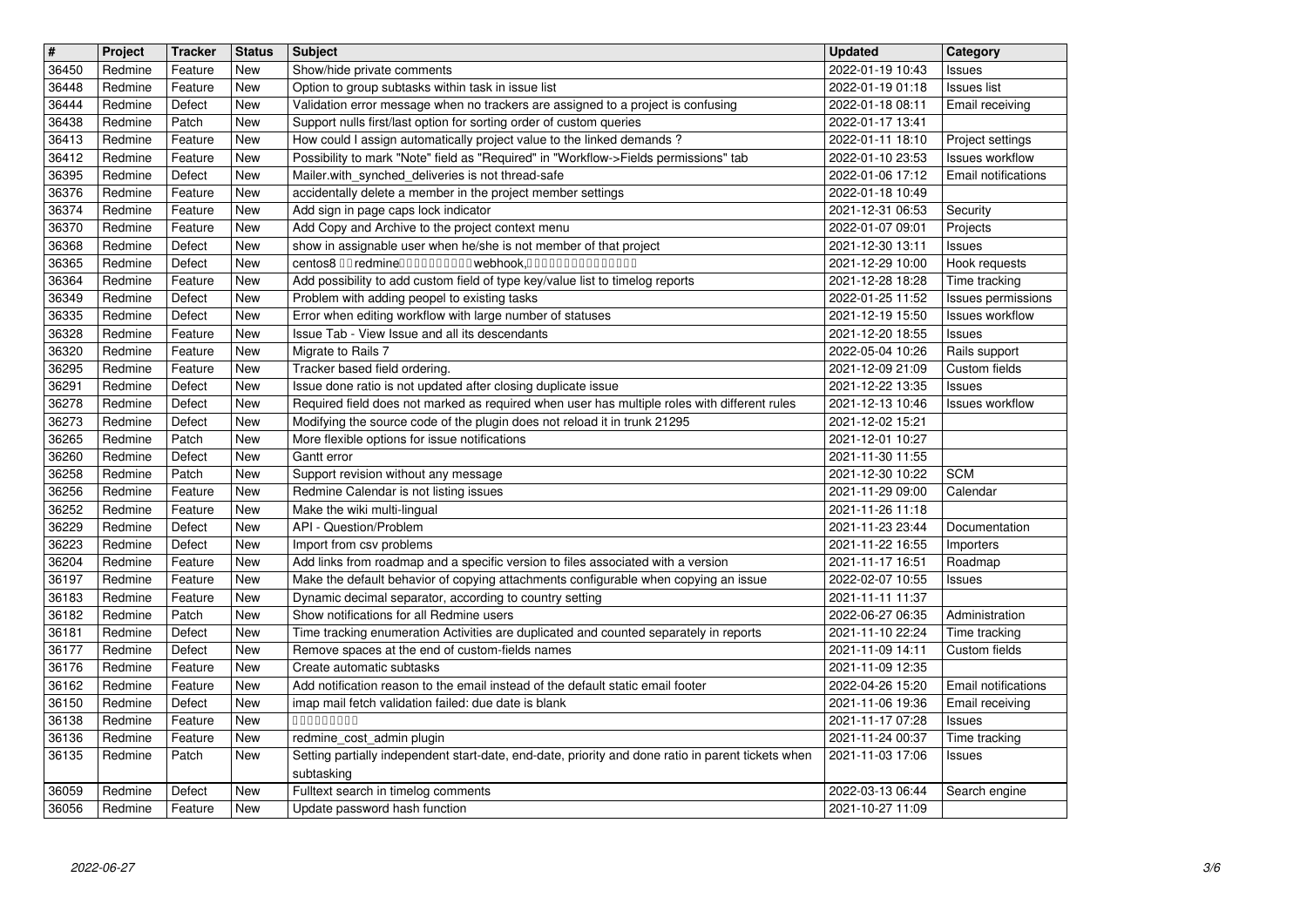| # | Project | Tracker | Status | Subject | Updated | Category |
|---|---|---|---|---|---|---|
| 36450 | Redmine | Feature | New | Show/hide private comments | 2022-01-19 10:43 | Issues |
| 36448 | Redmine | Feature | New | Option to group subtasks within task in issue list | 2022-01-19 01:18 | Issues list |
| 36444 | Redmine | Defect | New | Validation error message when no trackers are assigned to a project is confusing | 2022-01-18 08:11 | Email receiving |
| 36438 | Redmine | Patch | New | Support nulls first/last option for sorting order of custom queries | 2022-01-17 13:41 | |
| 36413 | Redmine | Feature | New | How could I assign automatically project value to the linked demands ? | 2022-01-11 18:10 | Project settings |
| 36412 | Redmine | Feature | New | Possibility to mark "Note" field as "Required" in "Workflow->Fields permissions" tab | 2022-01-10 23:53 | Issues workflow |
| 36395 | Redmine | Defect | New | Mailer.with_synched_deliveries is not thread-safe | 2022-01-06 17:12 | Email notifications |
| 36376 | Redmine | Feature | New | accidentally delete a member in the project member settings | 2022-01-18 10:49 | |
| 36374 | Redmine | Feature | New | Add sign in page caps lock indicator | 2021-12-31 06:53 | Security |
| 36370 | Redmine | Feature | New | Add Copy and Archive to the project context menu | 2022-01-07 09:01 | Projects |
| 36368 | Redmine | Defect | New | show in assignable user when he/she is not member of that project | 2021-12-30 13:11 | Issues |
| 36365 | Redmine | Defect | New | centos8 □□redmine□□□□□□□□□□webhook,□□□□□□□□□□□□□□ | 2021-12-29 10:00 | Hook requests |
| 36364 | Redmine | Feature | New | Add possibility to add custom field of type key/value list to timelog reports | 2021-12-28 18:28 | Time tracking |
| 36349 | Redmine | Defect | New | Problem with adding peopel to existing tasks | 2022-01-25 11:52 | Issues permissions |
| 36335 | Redmine | Defect | New | Error when editing workflow with large number of statuses | 2021-12-19 15:50 | Issues workflow |
| 36328 | Redmine | Feature | New | Issue Tab - View Issue and all its descendants | 2021-12-20 18:55 | Issues |
| 36320 | Redmine | Feature | New | Migrate to Rails 7 | 2022-05-04 10:26 | Rails support |
| 36295 | Redmine | Feature | New | Tracker based field ordering. | 2021-12-09 21:09 | Custom fields |
| 36291 | Redmine | Defect | New | Issue done ratio is not updated after closing duplicate issue | 2021-12-22 13:35 | Issues |
| 36278 | Redmine | Defect | New | Required field does not marked as required when user has multiple roles with different rules | 2021-12-13 10:46 | Issues workflow |
| 36273 | Redmine | Defect | New | Modifying the source code of the plugin does not reload it in trunk 21295 | 2021-12-02 15:21 | |
| 36265 | Redmine | Patch | New | More flexible options for issue notifications | 2021-12-01 10:27 | |
| 36260 | Redmine | Defect | New | Gantt error | 2021-11-30 11:55 | |
| 36258 | Redmine | Patch | New | Support revision without any message | 2021-12-30 10:22 | SCM |
| 36256 | Redmine | Feature | New | Redmine Calendar is not listing issues | 2021-11-29 09:00 | Calendar |
| 36252 | Redmine | Feature | New | Make the wiki multi-lingual | 2021-11-26 11:18 | |
| 36229 | Redmine | Defect | New | API - Question/Problem | 2021-11-23 23:44 | Documentation |
| 36223 | Redmine | Defect | New | Import from csv problems | 2021-11-22 16:55 | Importers |
| 36204 | Redmine | Feature | New | Add links from roadmap and a specific version to files associated with a version | 2021-11-17 16:51 | Roadmap |
| 36197 | Redmine | Feature | New | Make the default behavior of copying attachments configurable when copying an issue | 2022-02-07 10:55 | Issues |
| 36183 | Redmine | Feature | New | Dynamic decimal separator, according to country setting | 2021-11-11 11:37 | |
| 36182 | Redmine | Patch | New | Show notifications for all Redmine users | 2022-06-27 06:35 | Administration |
| 36181 | Redmine | Defect | New | Time tracking enumeration Activities are duplicated and counted separately in reports | 2021-11-10 22:24 | Time tracking |
| 36177 | Redmine | Defect | New | Remove spaces at the end of custom-fields names | 2021-11-09 14:11 | Custom fields |
| 36176 | Redmine | Feature | New | Create automatic subtasks | 2021-11-09 12:35 | |
| 36162 | Redmine | Feature | New | Add notification reason to the email instead of the default static email footer | 2022-04-26 15:20 | Email notifications |
| 36150 | Redmine | Defect | New | imap mail fetch validation failed: due date is blank | 2021-11-06 19:36 | Email receiving |
| 36138 | Redmine | Feature | New | □□□□□□□□□ | 2021-11-17 07:28 | Issues |
| 36136 | Redmine | Feature | New | redmine_cost_admin plugin | 2021-11-24 00:37 | Time tracking |
| 36135 | Redmine | Patch | New | Setting partially independent start-date, end-date, priority and done ratio in parent tickets when subtasking | 2021-11-03 17:06 | Issues |
| 36059 | Redmine | Defect | New | Fulltext search in timelog comments | 2022-03-13 06:44 | Search engine |
| 36056 | Redmine | Feature | New | Update password hash function | 2021-10-27 11:09 | |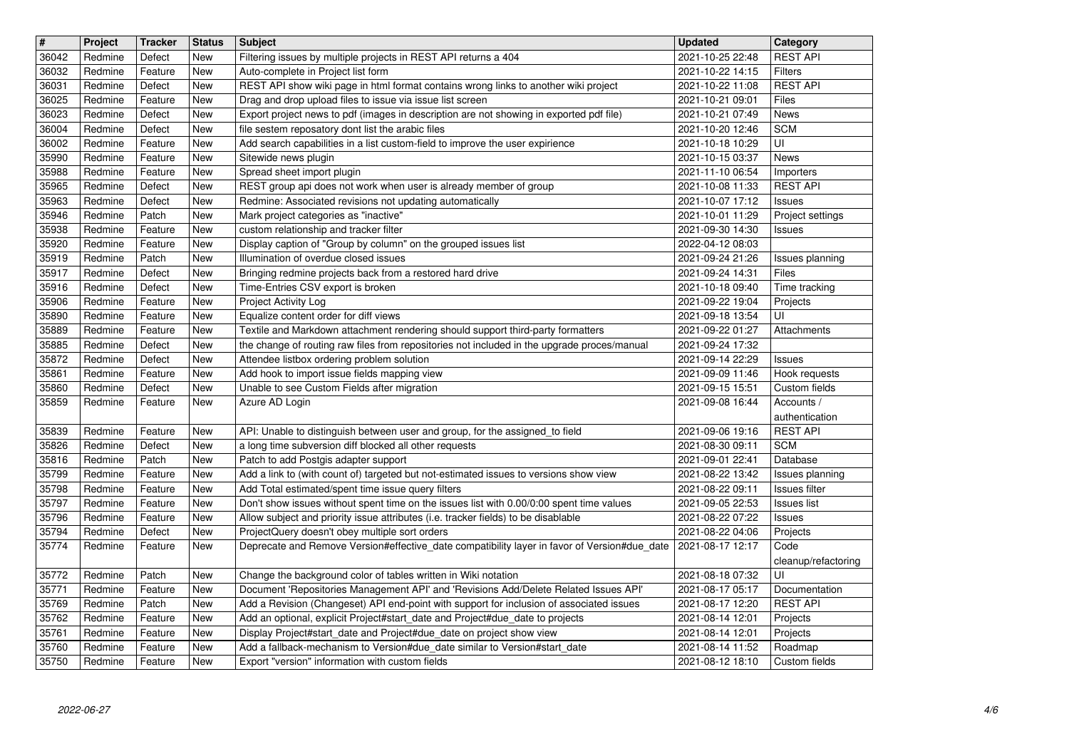| # | Project | Tracker | Status | Subject | Updated | Category |
| --- | --- | --- | --- | --- | --- | --- |
| 36042 | Redmine | Defect | New | Filtering issues by multiple projects in REST API returns a 404 | 2021-10-25 22:48 | REST API |
| 36032 | Redmine | Feature | New | Auto-complete in Project list form | 2021-10-22 14:15 | Filters |
| 36031 | Redmine | Defect | New | REST API show wiki page in html format contains wrong links to another wiki project | 2021-10-22 11:08 | REST API |
| 36025 | Redmine | Feature | New | Drag and drop upload files to issue via issue list screen | 2021-10-21 09:01 | Files |
| 36023 | Redmine | Defect | New | Export project news to pdf (images in description are not showing in exported pdf file) | 2021-10-21 07:49 | News |
| 36004 | Redmine | Defect | New | file sestem reposatory dont list the arabic files | 2021-10-20 12:46 | SCM |
| 36002 | Redmine | Feature | New | Add search capabilities in a list custom-field to improve the user expirience | 2021-10-18 10:29 | UI |
| 35990 | Redmine | Feature | New | Sitewide news plugin | 2021-10-15 03:37 | News |
| 35988 | Redmine | Feature | New | Spread sheet import plugin | 2021-11-10 06:54 | Importers |
| 35965 | Redmine | Defect | New | REST group api does not work when user is already member of group | 2021-10-08 11:33 | REST API |
| 35963 | Redmine | Defect | New | Redmine: Associated revisions not updating automatically | 2021-10-07 17:12 | Issues |
| 35946 | Redmine | Patch | New | Mark project categories as "inactive" | 2021-10-01 11:29 | Project settings |
| 35938 | Redmine | Feature | New | custom relationship and tracker filter | 2021-09-30 14:30 | Issues |
| 35920 | Redmine | Feature | New | Display caption of "Group by column" on the grouped issues list | 2022-04-12 08:03 | |
| 35919 | Redmine | Patch | New | Illumination of overdue closed issues | 2021-09-24 21:26 | Issues planning |
| 35917 | Redmine | Defect | New | Bringing redmine projects back from a restored hard drive | 2021-09-24 14:31 | Files |
| 35916 | Redmine | Defect | New | Time-Entries CSV export is broken | 2021-10-18 09:40 | Time tracking |
| 35906 | Redmine | Feature | New | Project Activity Log | 2021-09-22 19:04 | Projects |
| 35890 | Redmine | Feature | New | Equalize content order for diff views | 2021-09-18 13:54 | UI |
| 35889 | Redmine | Feature | New | Textile and Markdown attachment rendering should support third-party formatters | 2021-09-22 01:27 | Attachments |
| 35885 | Redmine | Defect | New | the change of routing raw files from repositories not included in the upgrade proces/manual | 2021-09-24 17:32 | |
| 35872 | Redmine | Defect | New | Attendee listbox ordering problem solution | 2021-09-14 22:29 | Issues |
| 35861 | Redmine | Feature | New | Add hook to import issue fields mapping view | 2021-09-09 11:46 | Hook requests |
| 35860 | Redmine | Defect | New | Unable to see Custom Fields after migration | 2021-09-15 15:51 | Custom fields |
| 35859 | Redmine | Feature | New | Azure AD Login | 2021-09-08 16:44 | Accounts / authentication |
| 35839 | Redmine | Feature | New | API: Unable to distinguish between user and group, for the assigned_to field | 2021-09-06 19:16 | REST API |
| 35826 | Redmine | Defect | New | a long time subversion diff blocked all other requests | 2021-08-30 09:11 | SCM |
| 35816 | Redmine | Patch | New | Patch to add Postgis adapter support | 2021-09-01 22:41 | Database |
| 35799 | Redmine | Feature | New | Add a link to (with count of) targeted but not-estimated issues to versions show view | 2021-08-22 13:42 | Issues planning |
| 35798 | Redmine | Feature | New | Add Total estimated/spent time issue query filters | 2021-08-22 09:11 | Issues filter |
| 35797 | Redmine | Feature | New | Don't show issues without spent time on the issues list with 0.00/0:00 spent time values | 2021-09-05 22:53 | Issues list |
| 35796 | Redmine | Feature | New | Allow subject and priority issue attributes (i.e. tracker fields) to be disablable | 2021-08-22 07:22 | Issues |
| 35794 | Redmine | Defect | New | ProjectQuery doesn't obey multiple sort orders | 2021-08-22 04:06 | Projects |
| 35774 | Redmine | Feature | New | Deprecate and Remove Version#effective_date compatibility layer in favor of Version#due_date | 2021-08-17 12:17 | Code cleanup/refactoring |
| 35772 | Redmine | Patch | New | Change the background color of tables written in Wiki notation | 2021-08-18 07:32 | UI |
| 35771 | Redmine | Feature | New | Document 'Repositories Management API' and 'Revisions Add/Delete Related Issues API' | 2021-08-17 05:17 | Documentation |
| 35769 | Redmine | Patch | New | Add a Revision (Changeset) API end-point with support for inclusion of associated issues | 2021-08-17 12:20 | REST API |
| 35762 | Redmine | Feature | New | Add an optional, explicit Project#start_date and Project#due_date to projects | 2021-08-14 12:01 | Projects |
| 35761 | Redmine | Feature | New | Display Project#start_date and Project#due_date on project show view | 2021-08-14 12:01 | Projects |
| 35760 | Redmine | Feature | New | Add a fallback-mechanism to Version#due_date similar to Version#start_date | 2021-08-14 11:52 | Roadmap |
| 35750 | Redmine | Feature | New | Export "version" information with custom fields | 2021-08-12 18:10 | Custom fields |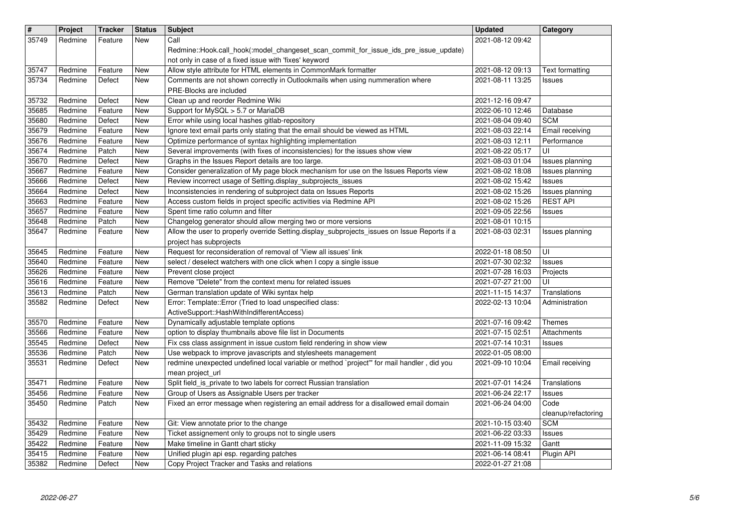| # | Project | Tracker | Status | Subject | Updated | Category |
|---|---|---|---|---|---|---|
| 35749 | Redmine | Feature | New | Call Redmine::Hook.call_hook(:model_changeset_scan_commit_for_issue_ids_pre_issue_update) not only in case of a fixed issue with 'fixes' keyword | 2021-08-12 09:42 | |
| 35747 | Redmine | Feature | New | Allow style attribute for HTML elements in CommonMark formatter | 2021-08-12 09:13 | Text formatting |
| 35734 | Redmine | Defect | New | Comments are not shown correctly in Outlookmails when using nummeration where PRE-Blocks are included | 2021-08-11 13:25 | Issues |
| 35732 | Redmine | Defect | New | Clean up and reorder Redmine Wiki | 2021-12-16 09:47 | |
| 35685 | Redmine | Feature | New | Support for MySQL > 5.7 or MariaDB | 2022-06-10 12:46 | Database |
| 35680 | Redmine | Defect | New | Error while using local hashes gitlab-repository | 2021-08-04 09:40 | SCM |
| 35679 | Redmine | Feature | New | Ignore text email parts only stating that the email should be viewed as HTML | 2021-08-03 22:14 | Email receiving |
| 35676 | Redmine | Feature | New | Optimize performance of syntax highlighting implementation | 2021-08-03 12:11 | Performance |
| 35674 | Redmine | Patch | New | Several improvements (with fixes of inconsistencies) for the issues show view | 2021-08-22 05:17 | UI |
| 35670 | Redmine | Defect | New | Graphs in the Issues Report details are too large. | 2021-08-03 01:04 | Issues planning |
| 35667 | Redmine | Feature | New | Consider generalization of My page block mechanism for use on the Issues Reports view | 2021-08-02 18:08 | Issues planning |
| 35666 | Redmine | Defect | New | Review incorrect usage of Setting.display_subprojects_issues | 2021-08-02 15:42 | Issues |
| 35664 | Redmine | Defect | New | Inconsistencies in rendering of subproject data on Issues Reports | 2021-08-02 15:26 | Issues planning |
| 35663 | Redmine | Feature | New | Access custom fields in project specific activities via Redmine API | 2021-08-02 15:26 | REST API |
| 35657 | Redmine | Feature | New | Spent time ratio column and filter | 2021-09-05 22:56 | Issues |
| 35648 | Redmine | Patch | New | Changelog generator should allow merging two or more versions | 2021-08-01 10:15 | |
| 35647 | Redmine | Feature | New | Allow the user to properly override Setting.display_subprojects_issues on Issue Reports if a project has subprojects | 2021-08-03 02:31 | Issues planning |
| 35645 | Redmine | Feature | New | Request for reconsideration of removal of 'View all issues' link | 2022-01-18 08:50 | UI |
| 35640 | Redmine | Feature | New | select / deselect watchers with one click when I copy a single issue | 2021-07-30 02:32 | Issues |
| 35626 | Redmine | Feature | New | Prevent close project | 2021-07-28 16:03 | Projects |
| 35616 | Redmine | Feature | New | Remove "Delete" from the context menu for related issues | 2021-07-27 21:00 | UI |
| 35613 | Redmine | Patch | New | German translation update of Wiki syntax help | 2021-11-15 14:37 | Translations |
| 35582 | Redmine | Defect | New | Error: Template::Error (Tried to load unspecified class: ActiveSupport::HashWithIndifferentAccess) | 2022-02-13 10:04 | Administration |
| 35570 | Redmine | Feature | New | Dynamically adjustable template options | 2021-07-16 09:42 | Themes |
| 35566 | Redmine | Feature | New | option to display thumbnails above file list in Documents | 2021-07-15 02:51 | Attachments |
| 35545 | Redmine | Defect | New | Fix css class assignment in issue custom field rendering in show view | 2021-07-14 10:31 | Issues |
| 35536 | Redmine | Patch | New | Use webpack to improve javascripts and stylesheets management | 2022-01-05 08:00 | |
| 35531 | Redmine | Defect | New | redmine unexpected undefined local variable or method `project'" for mail handler , did you mean project_url | 2021-09-10 10:04 | Email receiving |
| 35471 | Redmine | Feature | New | Split field_is_private to two labels for correct Russian translation | 2021-07-01 14:24 | Translations |
| 35456 | Redmine | Feature | New | Group of Users as Assignable Users per tracker | 2021-06-24 22:17 | Issues |
| 35450 | Redmine | Patch | New | Fixed an error message when registering an email address for a disallowed email domain | 2021-06-24 04:00 | Code cleanup/refactoring |
| 35432 | Redmine | Feature | New | Git: View annotate prior to the change | 2021-10-15 03:40 | SCM |
| 35429 | Redmine | Feature | New | Ticket assignement only to groups not to single users | 2021-06-22 03:33 | Issues |
| 35422 | Redmine | Feature | New | Make timeline in Gantt chart sticky | 2021-11-09 15:32 | Gantt |
| 35415 | Redmine | Feature | New | Unified plugin api esp. regarding patches | 2021-06-14 08:41 | Plugin API |
| 35382 | Redmine | Defect | New | Copy Project Tracker and Tasks and relations | 2022-01-27 21:08 | |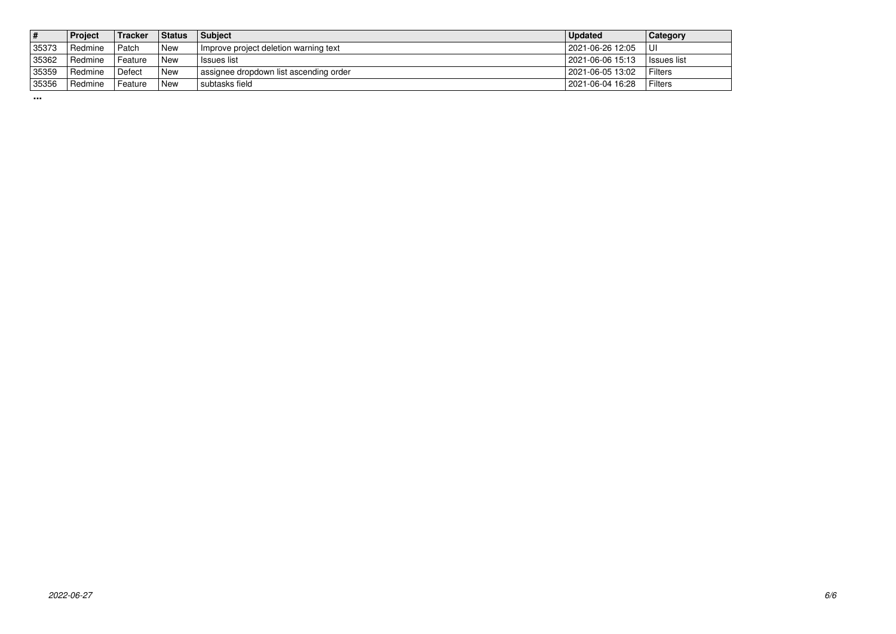| # | Project | Tracker | Status | Subject | Updated | Category |
|---|---|---|---|---|---|---|
| 35373 | Redmine | Patch | New | Improve project deletion warning text | 2021-06-26 12:05 | UI |
| 35362 | Redmine | Feature | New | Issues list | 2021-06-06 15:13 | Issues list |
| 35359 | Redmine | Defect | New | assignee dropdown list ascending order | 2021-06-05 13:02 | Filters |
| 35356 | Redmine | Feature | New | subtasks field | 2021-06-04 16:28 | Filters |

...